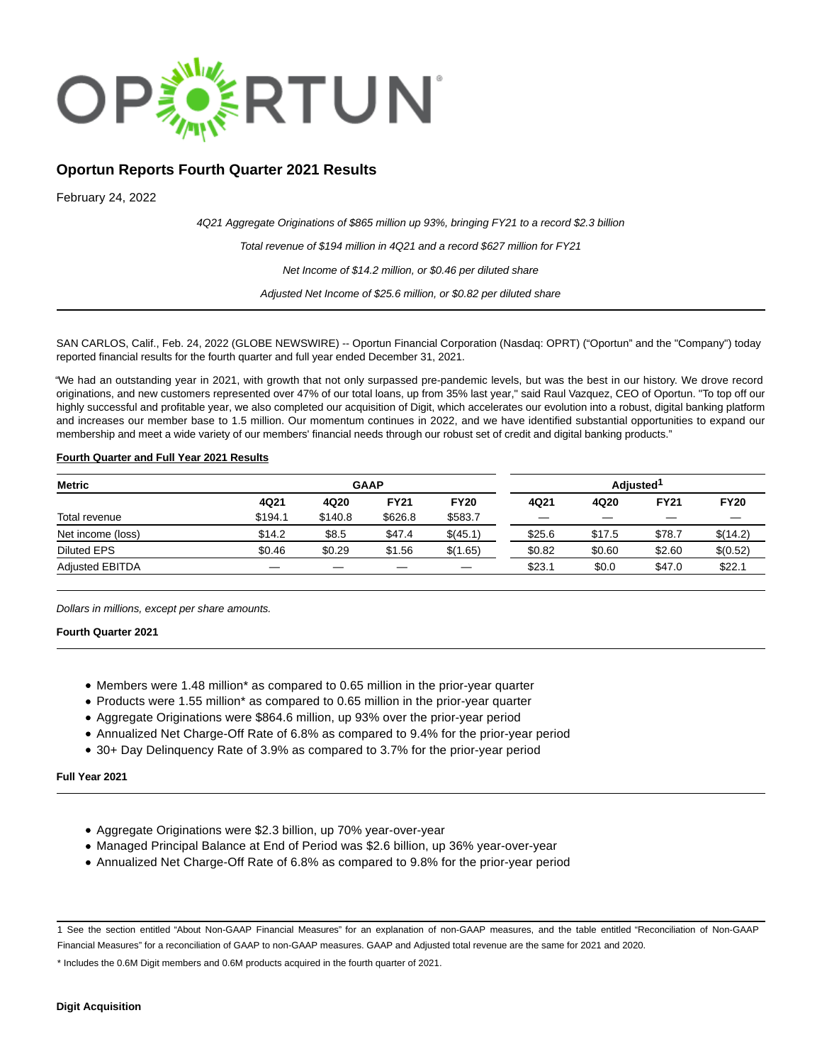OPORTUN

# Oportun Reports Fourth Quarter 2021 Results

February 24, 2022

*4Q21 Aggregate Originations of $865 million up 93%, bringing FY21 to a record $2.3 billion*

*Total revenue of $194 million in 4Q21 and a record $627 million for FY21*

*Net Income of $14.2 million, or $0.46 per diluted share*

*Adjusted Net Income of $25.6 million, or $0.82 per diluted share*

---

SAN CARLOS, Calif., Feb. 24, 2022 (GLOBE NEWSWIRE) -- Oportun Financial Corporation (Nasdaq: OPRT) ("Oportun" and the "Company") today reported financial results for the fourth quarter and full year ended December 31, 2021.

"We had an outstanding year in 2021, with growth that not only surpassed pre-pandemic levels, but was the best in our history. We drove record originations, and new customers represented over 47% of our total loans, up from 35% last year," said Raul Vazquez, CEO of Oportun. "To top off our highly successful and profitable year, we also completed our acquisition of Digit, which accelerates our evolution into a robust, digital banking platform and increases our member base to 1.5 million. Our momentum continues in 2022, and we have identified substantial opportunities to expand our membership and meet a wide variety of our members' financial needs through our robust set of credit and digital banking products."

**Fourth Quarter and Full Year 2021 Results**

| Metric | GAAP | | | | Adjusted[1] | | | |
|---|---|---|---|---|---|---|---|---|
| | 4Q21 | 4Q20 | FY21 | FY20 | 4Q21 | 4Q20 | FY21 | FY20 |
| Total revenue | $194.1 | $140.8 | $626.8 | $583.7 | — | — | — | — |
| Net income (loss) | $14.2 | $8.5 | $47.4 | $(45.1) | $25.6 | $17.5 | $78.7 | $(14.2) |
| Diluted EPS | $0.46 | $0.29 | $1.56 | $(1.65) | $0.82 | $0.60 | $2.60 | $(0.52) |
| Adjusted EBITDA | — | — | — | — | $23.1 | $0.0 | $47.0 | $22.1 |

*Dollars in millions, except per share amounts.*

**Fourth Quarter 2021**

- Members were 1.48 million* as compared to 0.65 million in the prior-year quarter
- Products were 1.55 million* as compared to 0.65 million in the prior-year quarter
- Aggregate Originations were $864.6 million, up 93% over the prior-year period
- Annualized Net Charge-Off Rate of 6.8% as compared to 9.4% for the prior-year period
- 30+ Day Delinquency Rate of 3.9% as compared to 3.7% for the prior-year period

**Full Year 2021**

- Aggregate Originations were $2.3 billion, up 70% year-over-year
- Managed Principal Balance at End of Period was $2.6 billion, up 36% year-over-year
- Annualized Net Charge-Off Rate of 6.8% as compared to 9.8% for the prior-year period

1 See the section entitled "About Non-GAAP Financial Measures" for an explanation of non-GAAP measures, and the table entitled "Reconciliation of Non-GAAP Financial Measures" for a reconciliation of GAAP to non-GAAP measures. GAAP and Adjusted total revenue are the same for 2021 and 2020.

* Includes the 0.6M Digit members and 0.6M products acquired in the fourth quarter of 2021.

**Digit Acquisition**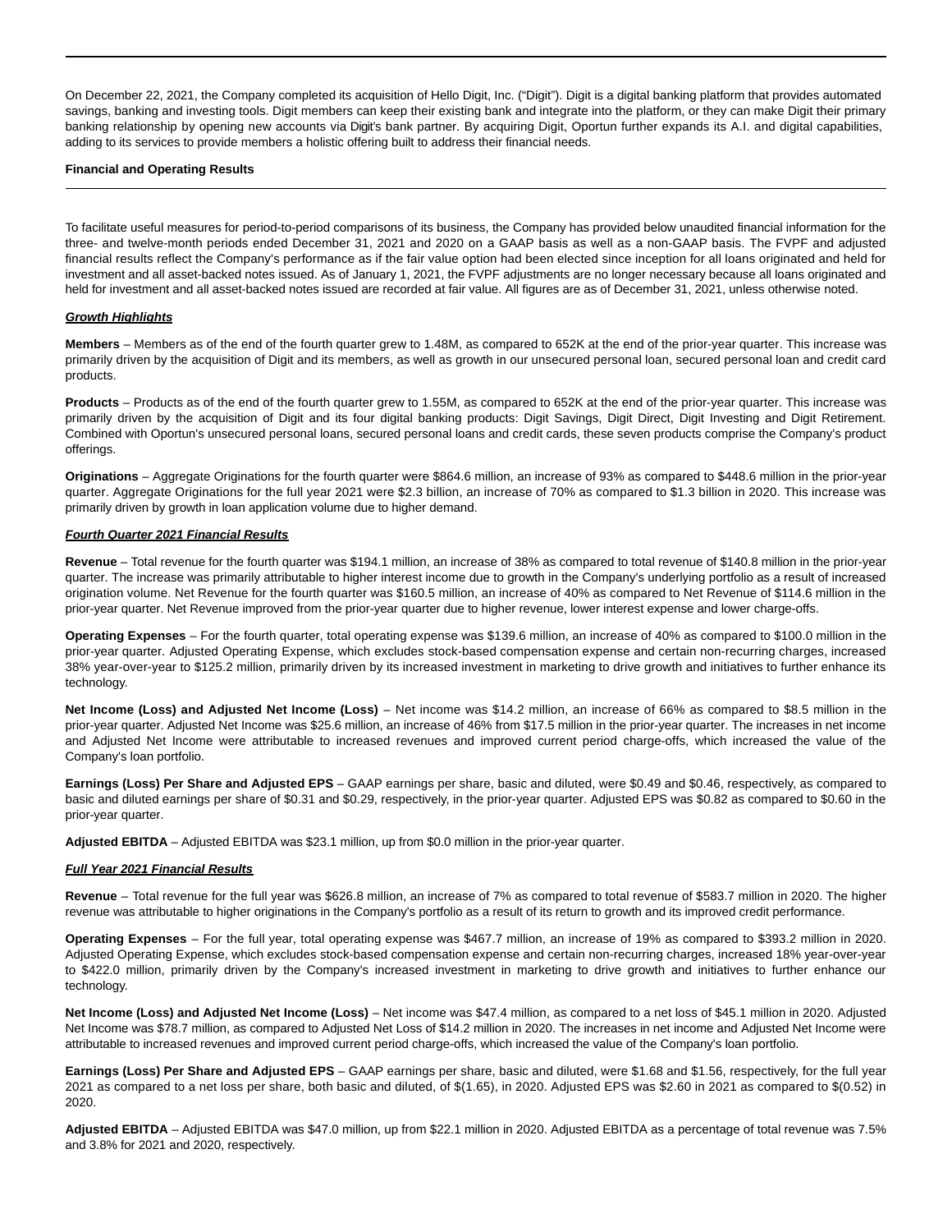On December 22, 2021, the Company completed its acquisition of Hello Digit, Inc. ("Digit"). Digit is a digital banking platform that provides automated savings, banking and investing tools. Digit members can keep their existing bank and integrate into the platform, or they can make Digit their primary banking relationship by opening new accounts via Digit's bank partner. By acquiring Digit, Oportun further expands its A.I. and digital capabilities, adding to its services to provide members a holistic offering built to address their financial needs.

**Financial and Operating Results**

To facilitate useful measures for period-to-period comparisons of its business, the Company has provided below unaudited financial information for the three- and twelve-month periods ended December 31, 2021 and 2020 on a GAAP basis as well as a non-GAAP basis. The FVPF and adjusted financial results reflect the Company's performance as if the fair value option had been elected since inception for all loans originated and held for investment and all asset-backed notes issued. As of January 1, 2021, the FVPF adjustments are no longer necessary because all loans originated and held for investment and all asset-backed notes issued are recorded at fair value. All figures are as of December 31, 2021, unless otherwise noted.

***Growth Highlights***

**Members** – Members as of the end of the fourth quarter grew to 1.48M, as compared to 652K at the end of the prior-year quarter. This increase was primarily driven by the acquisition of Digit and its members, as well as growth in our unsecured personal loan, secured personal loan and credit card products.

**Products** – Products as of the end of the fourth quarter grew to 1.55M, as compared to 652K at the end of the prior-year quarter. This increase was primarily driven by the acquisition of Digit and its four digital banking products: Digit Savings, Digit Direct, Digit Investing and Digit Retirement. Combined with Oportun's unsecured personal loans, secured personal loans and credit cards, these seven products comprise the Company's product offerings.

**Originations** – Aggregate Originations for the fourth quarter were $864.6 million, an increase of 93% as compared to $448.6 million in the prior-year quarter. Aggregate Originations for the full year 2021 were $2.3 billion, an increase of 70% as compared to $1.3 billion in 2020. This increase was primarily driven by growth in loan application volume due to higher demand.

***Fourth Quarter 2021 Financial Results***

**Revenue** – Total revenue for the fourth quarter was $194.1 million, an increase of 38% as compared to total revenue of $140.8 million in the prior-year quarter. The increase was primarily attributable to higher interest income due to growth in the Company's underlying portfolio as a result of increased origination volume. Net Revenue for the fourth quarter was $160.5 million, an increase of 40% as compared to Net Revenue of $114.6 million in the prior-year quarter. Net Revenue improved from the prior-year quarter due to higher revenue, lower interest expense and lower charge-offs.

**Operating Expenses** – For the fourth quarter, total operating expense was $139.6 million, an increase of 40% as compared to $100.0 million in the prior-year quarter. Adjusted Operating Expense, which excludes stock-based compensation expense and certain non-recurring charges, increased 38% year-over-year to $125.2 million, primarily driven by its increased investment in marketing to drive growth and initiatives to further enhance its technology.

**Net Income (Loss) and Adjusted Net Income (Loss)** – Net income was $14.2 million, an increase of 66% as compared to $8.5 million in the prior-year quarter. Adjusted Net Income was $25.6 million, an increase of 46% from $17.5 million in the prior-year quarter. The increases in net income and Adjusted Net Income were attributable to increased revenues and improved current period charge-offs, which increased the value of the Company's loan portfolio.

**Earnings (Loss) Per Share and Adjusted EPS** – GAAP earnings per share, basic and diluted, were $0.49 and $0.46, respectively, as compared to basic and diluted earnings per share of $0.31 and $0.29, respectively, in the prior-year quarter. Adjusted EPS was $0.82 as compared to $0.60 in the prior-year quarter.

**Adjusted EBITDA** – Adjusted EBITDA was $23.1 million, up from $0.0 million in the prior-year quarter.

***Full Year 2021 Financial Results***

**Revenue** – Total revenue for the full year was $626.8 million, an increase of 7% as compared to total revenue of $583.7 million in 2020. The higher revenue was attributable to higher originations in the Company's portfolio as a result of its return to growth and its improved credit performance.

**Operating Expenses** – For the full year, total operating expense was $467.7 million, an increase of 19% as compared to $393.2 million in 2020. Adjusted Operating Expense, which excludes stock-based compensation expense and certain non-recurring charges, increased 18% year-over-year to $422.0 million, primarily driven by the Company's increased investment in marketing to drive growth and initiatives to further enhance our technology.

**Net Income (Loss) and Adjusted Net Income (Loss)** – Net income was $47.4 million, as compared to a net loss of $45.1 million in 2020. Adjusted Net Income was $78.7 million, as compared to Adjusted Net Loss of $14.2 million in 2020. The increases in net income and Adjusted Net Income were attributable to increased revenues and improved current period charge-offs, which increased the value of the Company's loan portfolio.

**Earnings (Loss) Per Share and Adjusted EPS** – GAAP earnings per share, basic and diluted, were $1.68 and $1.56, respectively, for the full year 2021 as compared to a net loss per share, both basic and diluted, of $(1.65), in 2020. Adjusted EPS was $2.60 in 2021 as compared to $(0.52) in 2020.

**Adjusted EBITDA** – Adjusted EBITDA was $47.0 million, up from $22.1 million in 2020. Adjusted EBITDA as a percentage of total revenue was 7.5% and 3.8% for 2021 and 2020, respectively.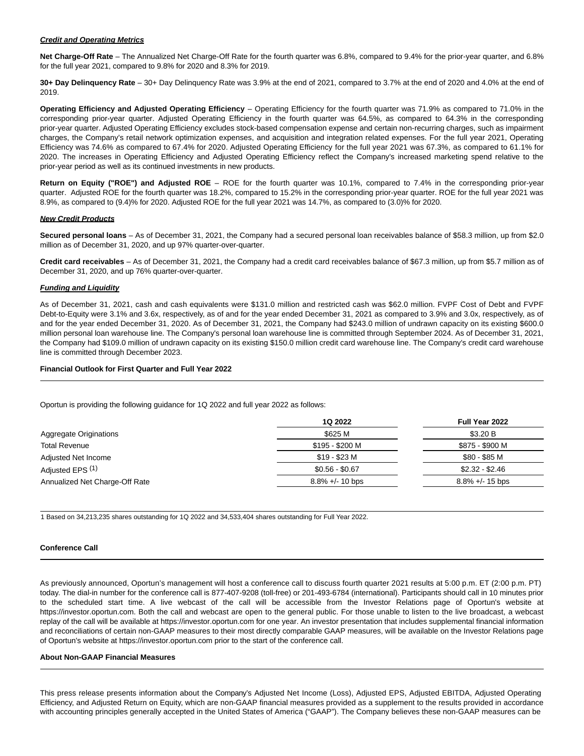***Credit and Operating Metrics***

**Net Charge-Off Rate** – The Annualized Net Charge-Off Rate for the fourth quarter was 6.8%, compared to 9.4% for the prior-year quarter, and 6.8% for the full year 2021, compared to 9.8% for 2020 and 8.3% for 2019.

**30+ Day Delinquency Rate** – 30+ Day Delinquency Rate was 3.9% at the end of 2021, compared to 3.7% at the end of 2020 and 4.0% at the end of 2019.

**Operating Efficiency and Adjusted Operating Efficiency** – Operating Efficiency for the fourth quarter was 71.9% as compared to 71.0% in the corresponding prior-year quarter. Adjusted Operating Efficiency in the fourth quarter was 64.5%, as compared to 64.3% in the corresponding prior-year quarter. Adjusted Operating Efficiency excludes stock-based compensation expense and certain non-recurring charges, such as impairment charges, the Company's retail network optimization expenses, and acquisition and integration related expenses. For the full year 2021, Operating Efficiency was 74.6% as compared to 67.4% for 2020. Adjusted Operating Efficiency for the full year 2021 was 67.3%, as compared to 61.1% for 2020. The increases in Operating Efficiency and Adjusted Operating Efficiency reflect the Company's increased marketing spend relative to the prior-year period as well as its continued investments in new products.

**Return on Equity ("ROE") and Adjusted ROE** – ROE for the fourth quarter was 10.1%, compared to 7.4% in the corresponding prior-year quarter. Adjusted ROE for the fourth quarter was 18.2%, compared to 15.2% in the corresponding prior-year quarter. ROE for the full year 2021 was 8.9%, as compared to (9.4)% for 2020. Adjusted ROE for the full year 2021 was 14.7%, as compared to (3.0)% for 2020.

***New Credit Products***

**Secured personal loans** – As of December 31, 2021, the Company had a secured personal loan receivables balance of $58.3 million, up from $2.0 million as of December 31, 2020, and up 97% quarter-over-quarter.

**Credit card receivables** – As of December 31, 2021, the Company had a credit card receivables balance of $67.3 million, up from $5.7 million as of December 31, 2020, and up 76% quarter-over-quarter.

***Funding and Liquidity***

As of December 31, 2021, cash and cash equivalents were $131.0 million and restricted cash was $62.0 million. FVPF Cost of Debt and FVPF Debt-to-Equity were 3.1% and 3.6x, respectively, as of and for the year ended December 31, 2021 as compared to 3.9% and 3.0x, respectively, as of and for the year ended December 31, 2020. As of December 31, 2021, the Company had $243.0 million of undrawn capacity on its existing $600.0 million personal loan warehouse line. The Company's personal loan warehouse line is committed through September 2024. As of December 31, 2021, the Company had $109.0 million of undrawn capacity on its existing $150.0 million credit card warehouse line. The Company's credit card warehouse line is committed through December 2023.

**Financial Outlook for First Quarter and Full Year 2022**

Oportun is providing the following guidance for 1Q 2022 and full year 2022 as follows:

| | 1Q 2022 | Full Year 2022 |
|---|---|---|
| Aggregate Originations | $625 M | $3.20 B |
| Total Revenue | $195 - $200 M | $875 - $900 M |
| Adjusted Net Income | $19 - $23 M | $80 - $85 M |
| Adjusted EPS [1] | $0.56 - $0.67 | $2.32 - $2.46 |
| Annualized Net Charge-Off Rate | 8.8% +/- 10 bps | 8.8% +/- 15 bps |

1 Based on 34,213,235 shares outstanding for 1Q 2022 and 34,533,404 shares outstanding for Full Year 2022.

**Conference Call**

As previously announced, Oportun's management will host a conference call to discuss fourth quarter 2021 results at 5:00 p.m. ET (2:00 p.m. PT) today. The dial-in number for the conference call is 877-407-9208 (toll-free) or 201-493-6784 (international). Participants should call in 10 minutes prior to the scheduled start time. A live webcast of the call will be accessible from the Investor Relations page of Oportun's website at https://investor.oportun.com. Both the call and webcast are open to the general public. For those unable to listen to the live broadcast, a webcast replay of the call will be available at https://investor.oportun.com for one year. An investor presentation that includes supplemental financial information and reconciliations of certain non-GAAP measures to their most directly comparable GAAP measures, will be available on the Investor Relations page of Oportun's website at https://investor.oportun.com prior to the start of the conference call.

**About Non-GAAP Financial Measures**

This press release presents information about the Company's Adjusted Net Income (Loss), Adjusted EPS, Adjusted EBITDA, Adjusted Operating Efficiency, and Adjusted Return on Equity, which are non-GAAP financial measures provided as a supplement to the results provided in accordance with accounting principles generally accepted in the United States of America ("GAAP"). The Company believes these non-GAAP measures can be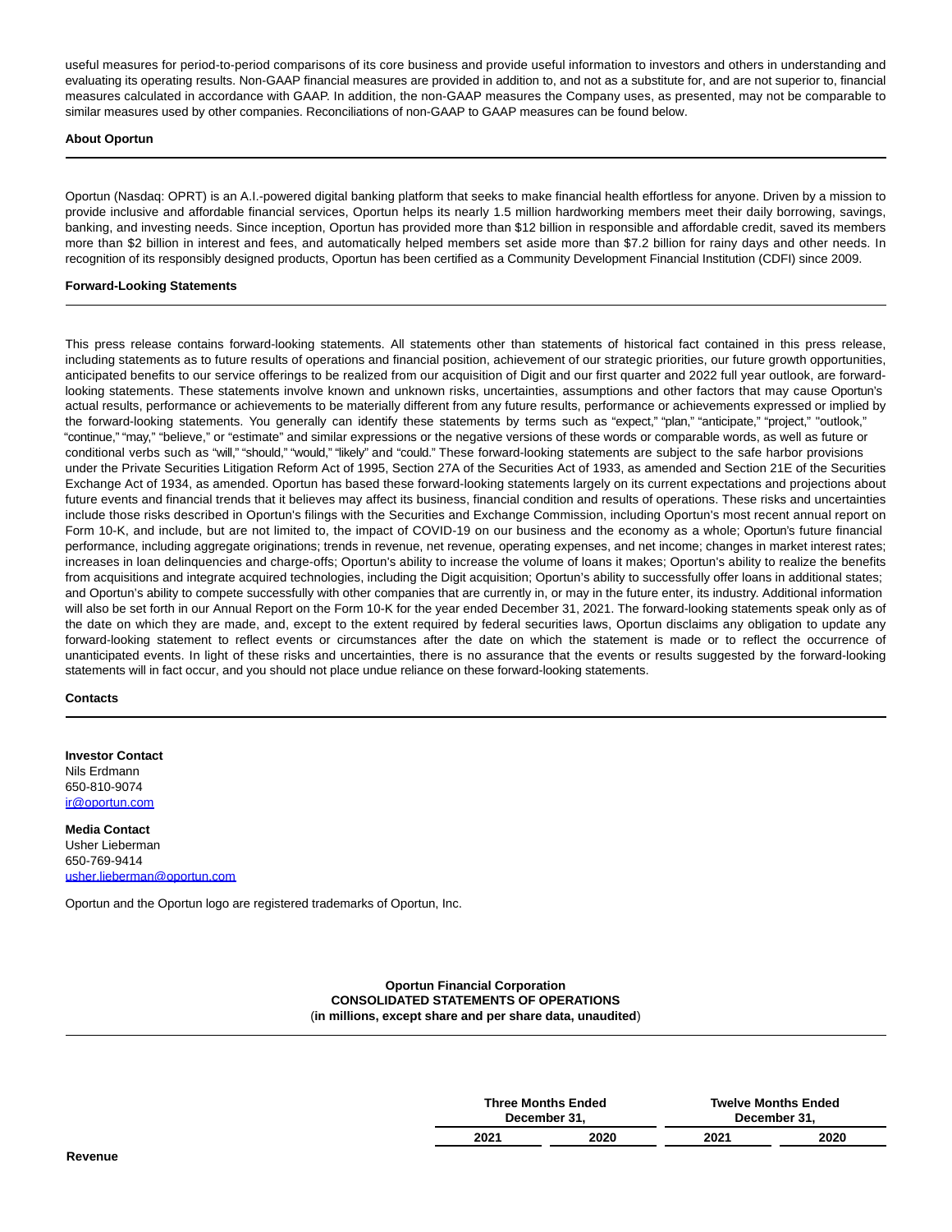useful measures for period-to-period comparisons of its core business and provide useful information to investors and others in understanding and evaluating its operating results. Non-GAAP financial measures are provided in addition to, and not as a substitute for, and are not superior to, financial measures calculated in accordance with GAAP. In addition, the non-GAAP measures the Company uses, as presented, may not be comparable to similar measures used by other companies. Reconciliations of non-GAAP to GAAP measures can be found below.

**About Oportun**

Oportun (Nasdaq: OPRT) is an A.I.-powered digital banking platform that seeks to make financial health effortless for anyone. Driven by a mission to provide inclusive and affordable financial services, Oportun helps its nearly 1.5 million hardworking members meet their daily borrowing, savings, banking, and investing needs. Since inception, Oportun has provided more than $12 billion in responsible and affordable credit, saved its members more than $2 billion in interest and fees, and automatically helped members set aside more than $7.2 billion for rainy days and other needs. In recognition of its responsibly designed products, Oportun has been certified as a Community Development Financial Institution (CDFI) since 2009.

**Forward-Looking Statements**

This press release contains forward-looking statements. All statements other than statements of historical fact contained in this press release, including statements as to future results of operations and financial position, achievement of our strategic priorities, our future growth opportunities, anticipated benefits to our service offerings to be realized from our acquisition of Digit and our first quarter and 2022 full year outlook, are forward-looking statements. These statements involve known and unknown risks, uncertainties, assumptions and other factors that may cause Oportun's actual results, performance or achievements to be materially different from any future results, performance or achievements expressed or implied by the forward-looking statements. You generally can identify these statements by terms such as "expect," "plan," "anticipate," "project," "outlook," "continue," "may," "believe," or "estimate" and similar expressions or the negative versions of these words or comparable words, as well as future or conditional verbs such as "will," "should," "would," "likely" and "could." These forward-looking statements are subject to the safe harbor provisions under the Private Securities Litigation Reform Act of 1995, Section 27A of the Securities Act of 1933, as amended and Section 21E of the Securities Exchange Act of 1934, as amended. Oportun has based these forward-looking statements largely on its current expectations and projections about future events and financial trends that it believes may affect its business, financial condition and results of operations. These risks and uncertainties include those risks described in Oportun's filings with the Securities and Exchange Commission, including Oportun's most recent annual report on Form 10-K, and include, but are not limited to, the impact of COVID-19 on our business and the economy as a whole; Oportun's future financial performance, including aggregate originations; trends in revenue, net revenue, operating expenses, and net income; changes in market interest rates; increases in loan delinquencies and charge-offs; Oportun's ability to increase the volume of loans it makes; Oportun's ability to realize the benefits from acquisitions and integrate acquired technologies, including the Digit acquisition; Oportun's ability to successfully offer loans in additional states; and Oportun's ability to compete successfully with other companies that are currently in, or may in the future enter, its industry. Additional information will also be set forth in our Annual Report on the Form 10-K for the year ended December 31, 2021. The forward-looking statements speak only as of the date on which they are made, and, except to the extent required by federal securities laws, Oportun disclaims any obligation to update any forward-looking statement to reflect events or circumstances after the date on which the statement is made or to reflect the occurrence of unanticipated events. In light of these risks and uncertainties, there is no assurance that the events or results suggested by the forward-looking statements will in fact occur, and you should not place undue reliance on these forward-looking statements.

**Contacts**

**Investor Contact**
Nils Erdmann
650-810-9074
ir@oportun.com

**Media Contact**
Usher Lieberman
650-769-9414
usher.lieberman@oportun.com

Oportun and the Oportun logo are registered trademarks of Oportun, Inc.

**Oportun Financial Corporation**
**CONSOLIDATED STATEMENTS OF OPERATIONS**
(**in millions, except share and per share data, unaudited**)

| | Three Months Ended December 31, | | Twelve Months Ended December 31, | |
|---|---|---|---|---|
| | 2021 | 2020 | 2021 | 2020 |
| **Revenue** | | | | |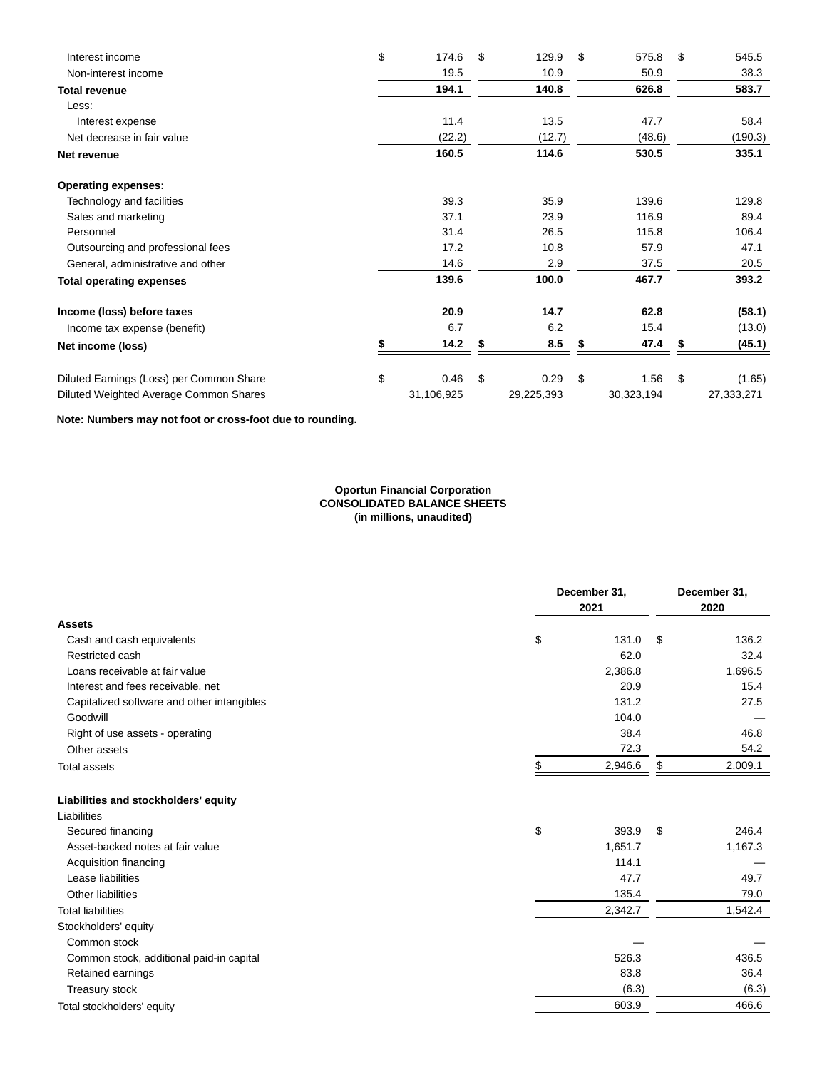| | | | | |
|---|---|---|---|---|
| Interest income | $ 174.6 | $ 129.9 | $ 575.8 | $ 545.5 |
| Non-interest income | 19.5 | 10.9 | 50.9 | 38.3 |
| **Total revenue** | **194.1** | **140.8** | **626.8** | **583.7** |
| Less: | | | | |
| Interest expense | 11.4 | 13.5 | 47.7 | 58.4 |
| Net decrease in fair value | (22.2) | (12.7) | (48.6) | (190.3) |
| **Net revenue** | **160.5** | **114.6** | **530.5** | **335.1** |
| | | | | |
| **Operating expenses:** | | | | |
| Technology and facilities | 39.3 | 35.9 | 139.6 | 129.8 |
| Sales and marketing | 37.1 | 23.9 | 116.9 | 89.4 |
| Personnel | 31.4 | 26.5 | 115.8 | 106.4 |
| Outsourcing and professional fees | 17.2 | 10.8 | 57.9 | 47.1 |
| General, administrative and other | 14.6 | 2.9 | 37.5 | 20.5 |
| **Total operating expenses** | **139.6** | **100.0** | **467.7** | **393.2** |
| | | | | |
| **Income (loss) before taxes** | **20.9** | **14.7** | **62.8** | **(58.1)** |
| Income tax expense (benefit) | 6.7 | 6.2 | 15.4 | (13.0) |
| **Net income (loss)** | **$ 14.2** | **$ 8.5** | **$ 47.4** | **$ (45.1)** |
| | | | | |
| Diluted Earnings (Loss) per Common Share | $ 0.46 | $ 0.29 | $ 1.56 | $ (1.65) |
| Diluted Weighted Average Common Shares | 31,106,925 | 29,225,393 | 30,323,194 | 27,333,271 |

**Note: Numbers may not foot or cross-foot due to rounding.**

**Oportun Financial Corporation**
**CONSOLIDATED BALANCE SHEETS**
**(in millions, unaudited)**

| | December 31, 2021 | December 31, 2020 |
|---|---|---|
| **Assets** | | |
| Cash and cash equivalents | $ 131.0 | $ 136.2 |
| Restricted cash | 62.0 | 32.4 |
| Loans receivable at fair value | 2,386.8 | 1,696.5 |
| Interest and fees receivable, net | 20.9 | 15.4 |
| Capitalized software and other intangibles | 131.2 | 27.5 |
| Goodwill | 104.0 | — |
| Right of use assets - operating | 38.4 | 46.8 |
| Other assets | 72.3 | 54.2 |
| Total assets | $ 2,946.6 | $ 2,009.1 |
| | | |
| **Liabilities and stockholders' equity** | | |
| Liabilities | | |
| Secured financing | $ 393.9 | $ 246.4 |
| Asset-backed notes at fair value | 1,651.7 | 1,167.3 |
| Acquisition financing | 114.1 | — |
| Lease liabilities | 47.7 | 49.7 |
| Other liabilities | 135.4 | 79.0 |
| Total liabilities | 2,342.7 | 1,542.4 |
| Stockholders' equity | | |
| Common stock | — | — |
| Common stock, additional paid-in capital | 526.3 | 436.5 |
| Retained earnings | 83.8 | 36.4 |
| Treasury stock | (6.3) | (6.3) |
| Total stockholders' equity | 603.9 | 466.6 |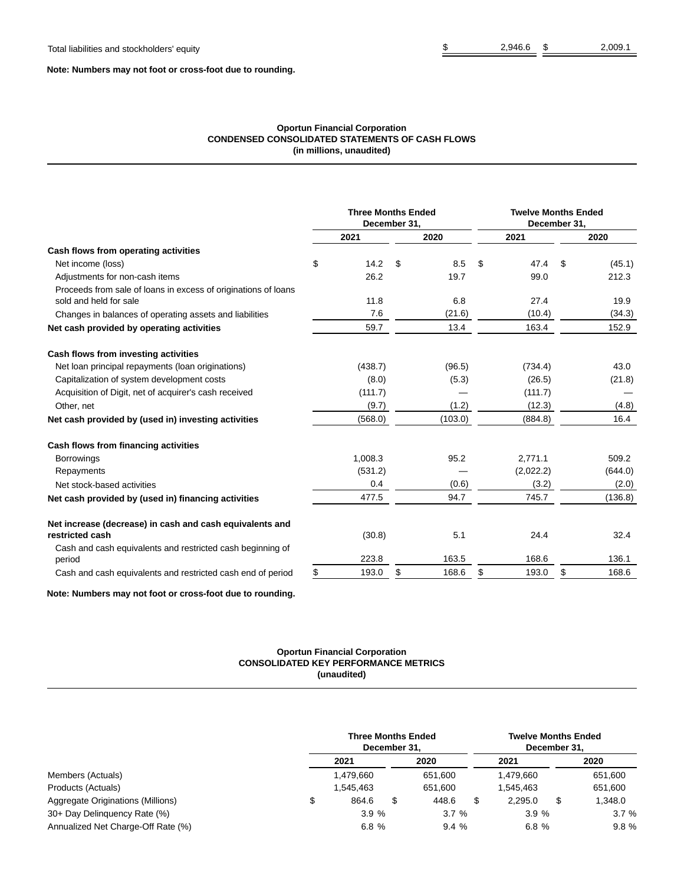| | | |
|---|---|---|
| Total liabilities and stockholders' equity | $ 2,946.6 | $ 2,009.1 |

**Note: Numbers may not foot or cross-foot due to rounding.**

**Oportun Financial Corporation**
**CONDENSED CONSOLIDATED STATEMENTS OF CASH FLOWS**
**(in millions, unaudited)**

| | Three Months Ended December 31, | | Twelve Months Ended December 31, | |
|---|---|---|---|---|
| | 2021 | 2020 | 2021 | 2020 |
| **Cash flows from operating activities** | | | | |
| Net income (loss) | $ 14.2 | $ 8.5 | $ 47.4 | $ (45.1) |
| Adjustments for non-cash items | 26.2 | 19.7 | 99.0 | 212.3 |
| Proceeds from sale of loans in excess of originations of loans sold and held for sale | 11.8 | 6.8 | 27.4 | 19.9 |
| Changes in balances of operating assets and liabilities | 7.6 | (21.6) | (10.4) | (34.3) |
| **Net cash provided by operating activities** | 59.7 | 13.4 | 163.4 | 152.9 |
| **Cash flows from investing activities** | | | | |
| Net loan principal repayments (loan originations) | (438.7) | (96.5) | (734.4) | 43.0 |
| Capitalization of system development costs | (8.0) | (5.3) | (26.5) | (21.8) |
| Acquisition of Digit, net of acquirer's cash received | (111.7) | — | (111.7) | — |
| Other, net | (9.7) | (1.2) | (12.3) | (4.8) |
| **Net cash provided by (used in) investing activities** | (568.0) | (103.0) | (884.8) | 16.4 |
| **Cash flows from financing activities** | | | | |
| Borrowings | 1,008.3 | 95.2 | 2,771.1 | 509.2 |
| Repayments | (531.2) | — | (2,022.2) | (644.0) |
| Net stock-based activities | 0.4 | (0.6) | (3.2) | (2.0) |
| **Net cash provided by (used in) financing activities** | 477.5 | 94.7 | 745.7 | (136.8) |
| **Net increase (decrease) in cash and cash equivalents and restricted cash** | (30.8) | 5.1 | 24.4 | 32.4 |
| Cash and cash equivalents and restricted cash beginning of period | 223.8 | 163.5 | 168.6 | 136.1 |
| Cash and cash equivalents and restricted cash end of period | $ 193.0 | $ 168.6 | $ 193.0 | $ 168.6 |

**Note: Numbers may not foot or cross-foot due to rounding.**

**Oportun Financial Corporation**
**CONSOLIDATED KEY PERFORMANCE METRICS**
**(unaudited)**

| | Three Months Ended December 31, | | Twelve Months Ended December 31, | |
|---|---|---|---|---|
| | 2021 | 2020 | 2021 | 2020 |
| Members (Actuals) | 1,479,660 | 651,600 | 1,479,660 | 651,600 |
| Products (Actuals) | 1,545,463 | 651,600 | 1,545,463 | 651,600 |
| Aggregate Originations (Millions) | $ 864.6 | $ 448.6 | $ 2,295.0 | $ 1,348.0 |
| 30+ Day Delinquency Rate (%) | 3.9 % | 3.7 % | 3.9 % | 3.7 % |
| Annualized Net Charge-Off Rate (%) | 6.8 % | 9.4 % | 6.8 % | 9.8 % |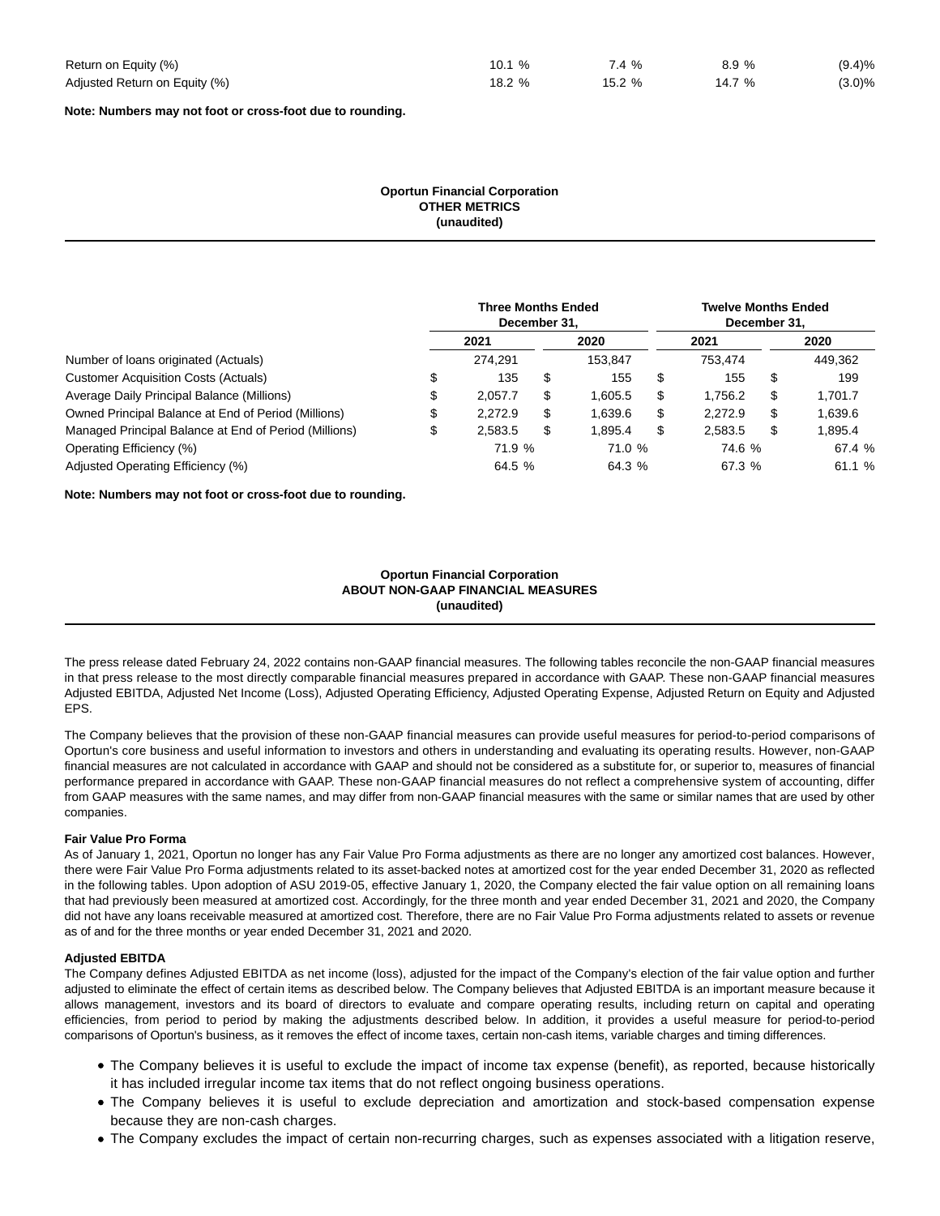| | | | | |
|---|---|---|---|---|
| Return on Equity (%) | 10.1 % | 7.4 % | 8.9 % | (9.4)% |
| Adjusted Return on Equity (%) | 18.2 % | 15.2 % | 14.7 % | (3.0)% |

**Note: Numbers may not foot or cross-foot due to rounding.**

**Oportun Financial Corporation**
**OTHER METRICS**
**(unaudited)**

| | Three Months Ended December 31, | | Twelve Months Ended December 31, | |
|---|---|---|---|---|
| | 2021 | 2020 | 2021 | 2020 |
| Number of loans originated (Actuals) | 274,291 | 153,847 | 753,474 | 449,362 |
| Customer Acquisition Costs (Actuals) | $ 135 | $ 155 | $ 155 | $ 199 |
| Average Daily Principal Balance (Millions) | $ 2,057.7 | $ 1,605.5 | $ 1,756.2 | $ 1,701.7 |
| Owned Principal Balance at End of Period (Millions) | $ 2,272.9 | $ 1,639.6 | $ 2,272.9 | $ 1,639.6 |
| Managed Principal Balance at End of Period (Millions) | $ 2,583.5 | $ 1,895.4 | $ 2,583.5 | $ 1,895.4 |
| Operating Efficiency (%) | 71.9 % | 71.0 % | 74.6 % | 67.4 % |
| Adjusted Operating Efficiency (%) | 64.5 % | 64.3 % | 67.3 % | 61.1 % |

**Note: Numbers may not foot or cross-foot due to rounding.**

**Oportun Financial Corporation**
**ABOUT NON-GAAP FINANCIAL MEASURES**
**(unaudited)**

The press release dated February 24, 2022 contains non-GAAP financial measures. The following tables reconcile the non-GAAP financial measures in that press release to the most directly comparable financial measures prepared in accordance with GAAP. These non-GAAP financial measures Adjusted EBITDA, Adjusted Net Income (Loss), Adjusted Operating Efficiency, Adjusted Operating Expense, Adjusted Return on Equity and Adjusted EPS.

The Company believes that the provision of these non-GAAP financial measures can provide useful measures for period-to-period comparisons of Oportun's core business and useful information to investors and others in understanding and evaluating its operating results. However, non-GAAP financial measures are not calculated in accordance with GAAP and should not be considered as a substitute for, or superior to, measures of financial performance prepared in accordance with GAAP. These non-GAAP financial measures do not reflect a comprehensive system of accounting, differ from GAAP measures with the same names, and may differ from non-GAAP financial measures with the same or similar names that are used by other companies.

**Fair Value Pro Forma**

As of January 1, 2021, Oportun no longer has any Fair Value Pro Forma adjustments as there are no longer any amortized cost balances. However, there were Fair Value Pro Forma adjustments related to its asset-backed notes at amortized cost for the year ended December 31, 2020 as reflected in the following tables. Upon adoption of ASU 2019-05, effective January 1, 2020, the Company elected the fair value option on all remaining loans that had previously been measured at amortized cost. Accordingly, for the three month and year ended December 31, 2021 and 2020, the Company did not have any loans receivable measured at amortized cost. Therefore, there are no Fair Value Pro Forma adjustments related to assets or revenue as of and for the three months or year ended December 31, 2021 and 2020.

**Adjusted EBITDA**

The Company defines Adjusted EBITDA as net income (loss), adjusted for the impact of the Company's election of the fair value option and further adjusted to eliminate the effect of certain items as described below. The Company believes that Adjusted EBITDA is an important measure because it allows management, investors and its board of directors to evaluate and compare operating results, including return on capital and operating efficiencies, from period to period by making the adjustments described below. In addition, it provides a useful measure for period-to-period comparisons of Oportun's business, as it removes the effect of income taxes, certain non-cash items, variable charges and timing differences.

- The Company believes it is useful to exclude the impact of income tax expense (benefit), as reported, because historically it has included irregular income tax items that do not reflect ongoing business operations.
- The Company believes it is useful to exclude depreciation and amortization and stock-based compensation expense because they are non-cash charges.
- The Company excludes the impact of certain non-recurring charges, such as expenses associated with a litigation reserve,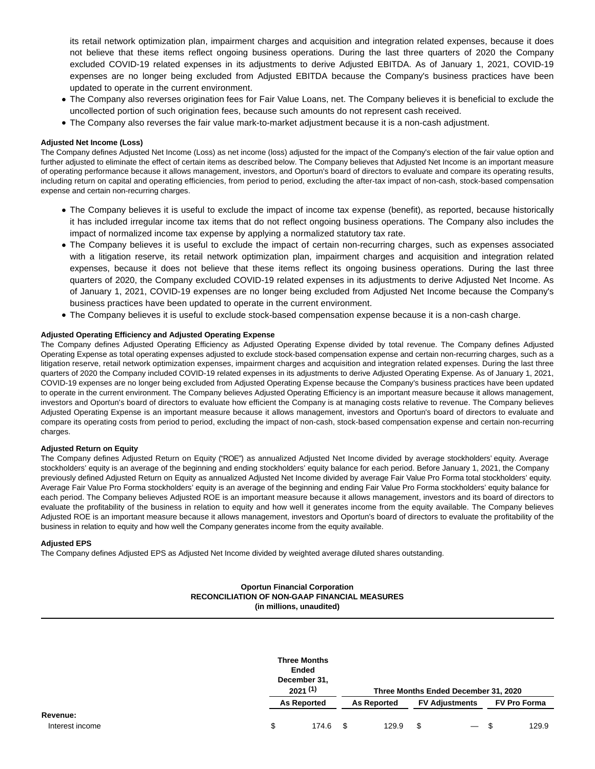its retail network optimization plan, impairment charges and acquisition and integration related expenses, because it does not believe that these items reflect ongoing business operations. During the last three quarters of 2020 the Company excluded COVID-19 related expenses in its adjustments to derive Adjusted EBITDA. As of January 1, 2021, COVID-19 expenses are no longer being excluded from Adjusted EBITDA because the Company's business practices have been updated to operate in the current environment.

- The Company also reverses origination fees for Fair Value Loans, net. The Company believes it is beneficial to exclude the uncollected portion of such origination fees, because such amounts do not represent cash received.
- The Company also reverses the fair value mark-to-market adjustment because it is a non-cash adjustment.

**Adjusted Net Income (Loss)**

The Company defines Adjusted Net Income (Loss) as net income (loss) adjusted for the impact of the Company's election of the fair value option and further adjusted to eliminate the effect of certain items as described below. The Company believes that Adjusted Net Income is an important measure of operating performance because it allows management, investors, and Oportun's board of directors to evaluate and compare its operating results, including return on capital and operating efficiencies, from period to period, excluding the after-tax impact of non-cash, stock-based compensation expense and certain non-recurring charges.

- The Company believes it is useful to exclude the impact of income tax expense (benefit), as reported, because historically it has included irregular income tax items that do not reflect ongoing business operations. The Company also includes the impact of normalized income tax expense by applying a normalized statutory tax rate.
- The Company believes it is useful to exclude the impact of certain non-recurring charges, such as expenses associated with a litigation reserve, its retail network optimization expenses, impairment charges and acquisition and integration related expenses, because it does not believe that these items reflect its ongoing business operations. During the last three quarters of 2020, the Company excluded COVID-19 related expenses in its adjustments to derive Adjusted Net Income. As of January 1, 2021, COVID-19 expenses are no longer being excluded from Adjusted Net Income because the Company's business practices have been updated to operate in the current environment.
- The Company believes it is useful to exclude stock-based compensation expense because it is a non-cash charge.

**Adjusted Operating Efficiency and Adjusted Operating Expense**

The Company defines Adjusted Operating Efficiency as Adjusted Operating Expense divided by total revenue. The Company defines Adjusted Operating Expense as total operating expenses adjusted to exclude stock-based compensation expense and certain non-recurring charges, such as a litigation reserve, retail network optimization expenses, impairment charges and acquisition and integration related expenses. During the last three quarters of 2020 the Company included COVID-19 related expenses in its adjustments to derive Adjusted Operating Expense. As of January 1, 2021, COVID-19 expenses are no longer being excluded from Adjusted Operating Expense because the Company's business practices have been updated to operate in the current environment. The Company believes Adjusted Operating Efficiency is an important measure because it allows management, investors and Oportun's board of directors to evaluate how efficient the Company is at managing costs relative to revenue. The Company believes Adjusted Operating Expense is an important measure because it allows management, investors and Oportun's board of directors to evaluate and compare its operating costs from period to period, excluding the impact of non-cash, stock-based compensation expense and certain non-recurring charges.

**Adjusted Return on Equity**

The Company defines Adjusted Return on Equity ("ROE") as annualized Adjusted Net Income divided by average stockholders' equity. Average stockholders' equity is an average of the beginning and ending stockholders' equity balance for each period. Before January 1, 2021, the Company previously defined Adjusted Return on Equity as annualized Adjusted Net Income divided by average Fair Value Pro Forma total stockholders' equity. Average Fair Value Pro Forma stockholders' equity is an average of the beginning and ending Fair Value Pro Forma stockholders' equity balance for each period. The Company believes Adjusted ROE is an important measure because it allows management, investors and its board of directors to evaluate the profitability of the business in relation to equity and how well it generates income from the equity available. The Company believes Adjusted ROE is an important measure because it allows management, investors and Oportun's board of directors to evaluate the profitability of the business in relation to equity and how well the Company generates income from the equity available.

**Adjusted EPS**

The Company defines Adjusted EPS as Adjusted Net Income divided by weighted average diluted shares outstanding.

**Oportun Financial Corporation**
**RECONCILIATION OF NON-GAAP FINANCIAL MEASURES**
**(in millions, unaudited)**

| | Three Months Ended December 31, 2021 [1] | Three Months Ended December 31, 2020 | | |
|---|---|---|---|---|
| | As Reported | As Reported | FV Adjustments | FV Pro Forma |
| **Revenue:** | | | | |
| Interest income | $ 174.6 | $ 129.9 | $ — | $ 129.9 |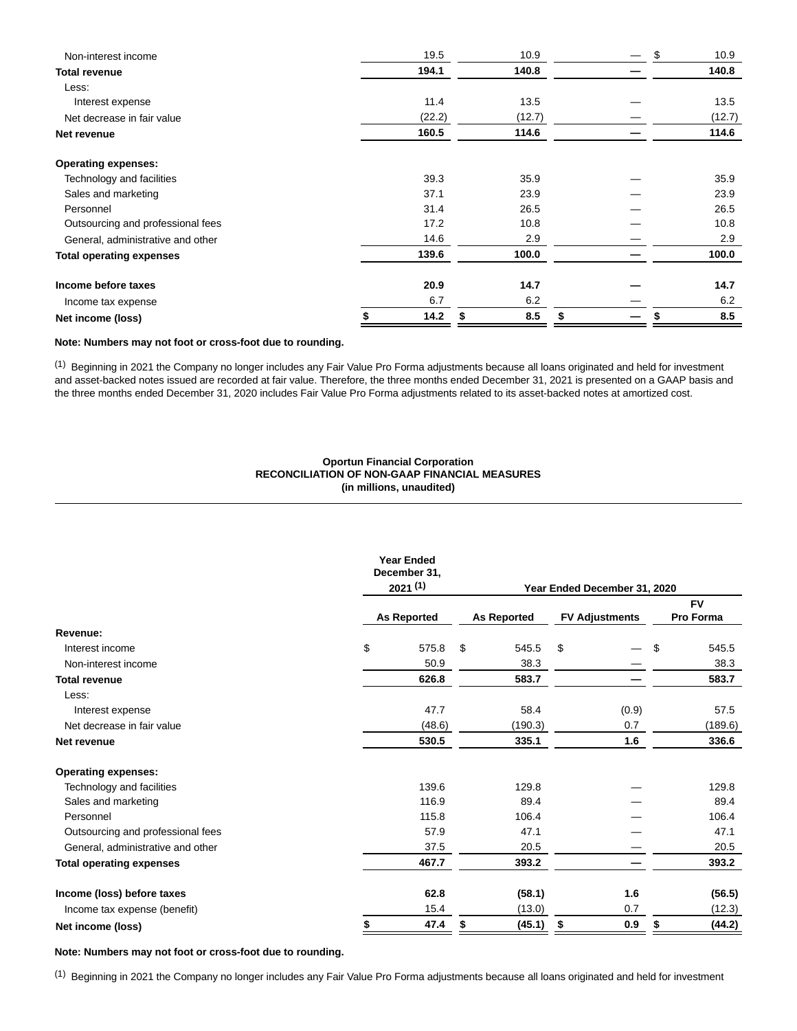| | | | | |
|---|---|---|---|---|
| Non-interest income | 19.5 | 10.9 | — | $ 10.9 |
| **Total revenue** | **194.1** | **140.8** | **—** | **140.8** |
| Less: | | | | |
| Interest expense | 11.4 | 13.5 | — | 13.5 |
| Net decrease in fair value | (22.2) | (12.7) | — | (12.7) |
| **Net revenue** | **160.5** | **114.6** | **—** | **114.6** |
| | | | | |
| **Operating expenses:** | | | | |
| Technology and facilities | 39.3 | 35.9 | — | 35.9 |
| Sales and marketing | 37.1 | 23.9 | — | 23.9 |
| Personnel | 31.4 | 26.5 | — | 26.5 |
| Outsourcing and professional fees | 17.2 | 10.8 | — | 10.8 |
| General, administrative and other | 14.6 | 2.9 | — | 2.9 |
| **Total operating expenses** | **139.6** | **100.0** | **—** | **100.0** |
| | | | | |
| **Income before taxes** | **20.9** | **14.7** | **—** | **14.7** |
| Income tax expense | 6.7 | 6.2 | — | 6.2 |
| **Net income (loss)** | **$ 14.2** | **$ 8.5** | **$ —** | **$ 8.5** |

**Note: Numbers may not foot or cross-foot due to rounding.**

(1) Beginning in 2021 the Company no longer includes any Fair Value Pro Forma adjustments because all loans originated and held for investment and asset-backed notes issued are recorded at fair value. Therefore, the three months ended December 31, 2021 is presented on a GAAP basis and the three months ended December 31, 2020 includes Fair Value Pro Forma adjustments related to its asset-backed notes at amortized cost.

**Oportun Financial Corporation**
**RECONCILIATION OF NON-GAAP FINANCIAL MEASURES**
**(in millions, unaudited)**

| | Year Ended December 31, 2021 (1) | Year Ended December 31, 2020 | | |
|---|---|---|---|---|
| | **As Reported** | **As Reported** | **FV Adjustments** | **FV Pro Forma** |
| **Revenue:** | | | | |
| Interest income | $ 575.8 | $ 545.5 | $ — | $ 545.5 |
| Non-interest income | 50.9 | 38.3 | — | 38.3 |
| **Total revenue** | **626.8** | **583.7** | **—** | **583.7** |
| Less: | | | | |
| Interest expense | 47.7 | 58.4 | (0.9) | 57.5 |
| Net decrease in fair value | (48.6) | (190.3) | 0.7 | (189.6) |
| **Net revenue** | **530.5** | **335.1** | **1.6** | **336.6** |
| | | | | |
| **Operating expenses:** | | | | |
| Technology and facilities | 139.6 | 129.8 | — | 129.8 |
| Sales and marketing | 116.9 | 89.4 | — | 89.4 |
| Personnel | 115.8 | 106.4 | — | 106.4 |
| Outsourcing and professional fees | 57.9 | 47.1 | — | 47.1 |
| General, administrative and other | 37.5 | 20.5 | — | 20.5 |
| **Total operating expenses** | **467.7** | **393.2** | **—** | **393.2** |
| | | | | |
| **Income (loss) before taxes** | **62.8** | **(58.1)** | **1.6** | **(56.5)** |
| Income tax expense (benefit) | 15.4 | (13.0) | 0.7 | (12.3) |
| **Net income (loss)** | **$ 47.4** | **$ (45.1)** | **$ 0.9** | **$ (44.2)** |

**Note: Numbers may not foot or cross-foot due to rounding.**

(1) Beginning in 2021 the Company no longer includes any Fair Value Pro Forma adjustments because all loans originated and held for investment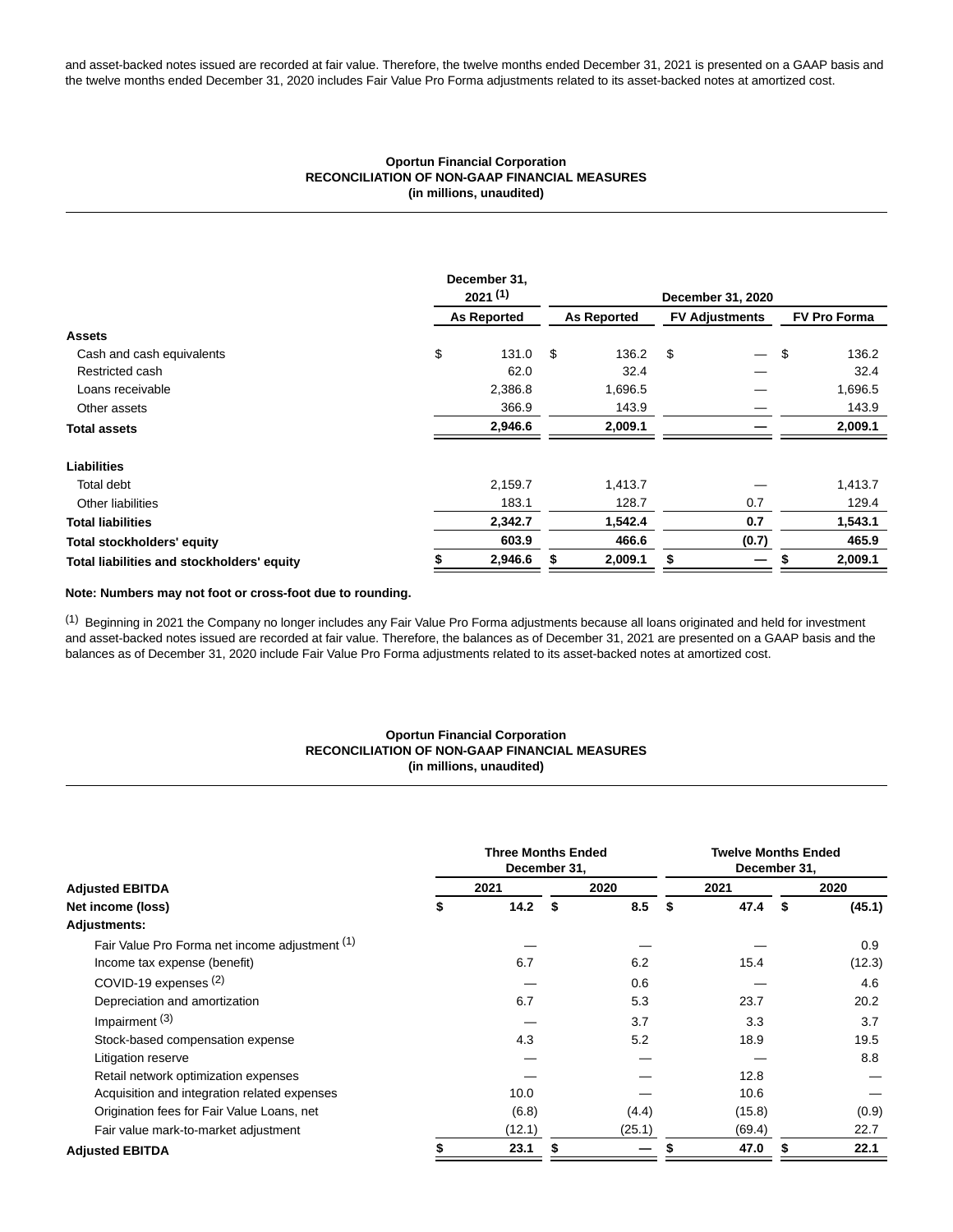and asset-backed notes issued are recorded at fair value. Therefore, the twelve months ended December 31, 2021 is presented on a GAAP basis and the twelve months ended December 31, 2020 includes Fair Value Pro Forma adjustments related to its asset-backed notes at amortized cost.

**Oportun Financial Corporation**
**RECONCILIATION OF NON-GAAP FINANCIAL MEASURES**
**(in millions, unaudited)**

| | December 31, 2021 [(1)] | December 31, 2020 | | |
|---|---|---|---|---|
| | **As Reported** | **As Reported** | **FV Adjustments** | **FV Pro Forma** |
| **Assets** | | | | |
| Cash and cash equivalents | $ 131.0 | $ 136.2 | $ — | $ 136.2 |
| Restricted cash | 62.0 | 32.4 | — | 32.4 |
| Loans receivable | 2,386.8 | 1,696.5 | — | 1,696.5 |
| Other assets | 366.9 | 143.9 | — | 143.9 |
| **Total assets** | **2,946.6** | **2,009.1** | **—** | **2,009.1** |
| **Liabilities** | | | | |
| Total debt | 2,159.7 | 1,413.7 | — | 1,413.7 |
| Other liabilities | 183.1 | 128.7 | 0.7 | 129.4 |
| **Total liabilities** | **2,342.7** | **1,542.4** | **0.7** | **1,543.1** |
| **Total stockholders' equity** | **603.9** | **466.6** | **(0.7)** | **465.9** |
| **Total liabilities and stockholders' equity** | **$ 2,946.6** | **$ 2,009.1** | **$ —** | **$ 2,009.1** |

**Note: Numbers may not foot or cross-foot due to rounding.**

(1) Beginning in 2021 the Company no longer includes any Fair Value Pro Forma adjustments because all loans originated and held for investment and asset-backed notes issued are recorded at fair value. Therefore, the balances as of December 31, 2021 are presented on a GAAP basis and the balances as of December 31, 2020 include Fair Value Pro Forma adjustments related to its asset-backed notes at amortized cost.

**Oportun Financial Corporation**
**RECONCILIATION OF NON-GAAP FINANCIAL MEASURES**
**(in millions, unaudited)**

| | Three Months Ended December 31, | | Twelve Months Ended December 31, | |
|---|---|---|---|---|
| **Adjusted EBITDA** | **2021** | **2020** | **2021** | **2020** |
| **Net income (loss)** | **$ 14.2** | **$ 8.5** | **$ 47.4** | **$ (45.1)** |
| **Adjustments:** | | | | |
| Fair Value Pro Forma net income adjustment [(1)] | — | — | — | 0.9 |
| Income tax expense (benefit) | 6.7 | 6.2 | 15.4 | (12.3) |
| COVID-19 expenses [(2)] | — | 0.6 | — | 4.6 |
| Depreciation and amortization | 6.7 | 5.3 | 23.7 | 20.2 |
| Impairment [(3)] | — | 3.7 | 3.3 | 3.7 |
| Stock-based compensation expense | 4.3 | 5.2 | 18.9 | 19.5 |
| Litigation reserve | — | — | — | 8.8 |
| Retail network optimization expenses | — | — | 12.8 | — |
| Acquisition and integration related expenses | 10.0 | — | 10.6 | — |
| Origination fees for Fair Value Loans, net | (6.8) | (4.4) | (15.8) | (0.9) |
| Fair value mark-to-market adjustment | (12.1) | (25.1) | (69.4) | 22.7 |
| **Adjusted EBITDA** | **$ 23.1** | **$ —** | **$ 47.0** | **$ 22.1** |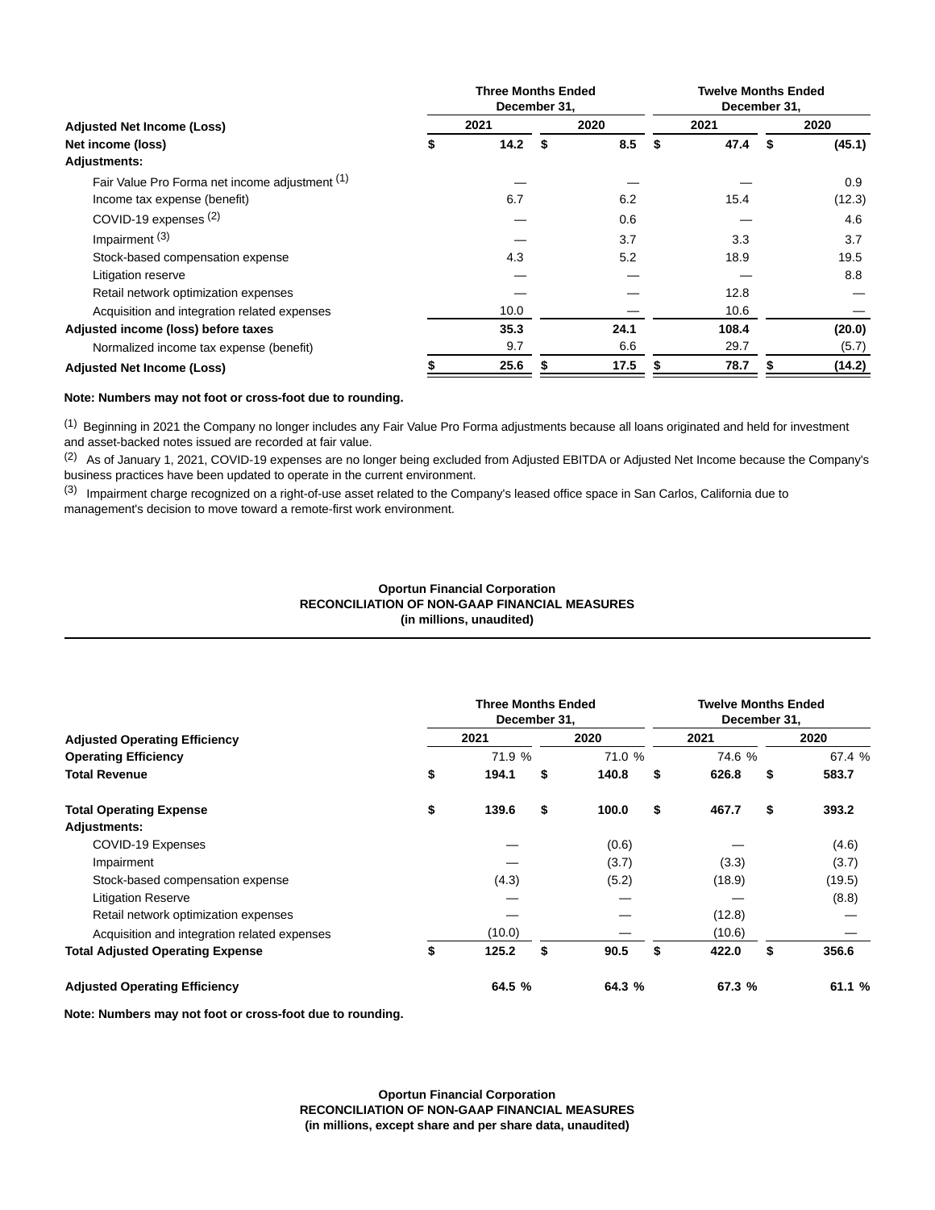| Adjusted Net Income (Loss) | Three Months Ended December 31, 2021 | Three Months Ended December 31, 2020 | Twelve Months Ended December 31, 2021 | Twelve Months Ended December 31, 2020 |
|---|---|---|---|---|
| **Net income (loss)** | $ 14.2 | $ 8.5 | $ 47.4 | $ (45.1) |
| **Adjustments:** | | | | |
| Fair Value Pro Forma net income adjustment [1] | — | — | — | 0.9 |
| Income tax expense (benefit) | 6.7 | 6.2 | 15.4 | (12.3) |
| COVID-19 expenses [2] | — | 0.6 | — | 4.6 |
| Impairment [3] | — | 3.7 | 3.3 | 3.7 |
| Stock-based compensation expense | 4.3 | 5.2 | 18.9 | 19.5 |
| Litigation reserve | — | — | — | 8.8 |
| Retail network optimization expenses | — | — | 12.8 | — |
| Acquisition and integration related expenses | 10.0 | — | 10.6 | — |
| **Adjusted income (loss) before taxes** | **35.3** | **24.1** | **108.4** | **(20.0)** |
| Normalized income tax expense (benefit) | 9.7 | 6.6 | 29.7 | (5.7) |
| **Adjusted Net Income (Loss)** | **$ 25.6** | **$ 17.5** | **$ 78.7** | **$ (14.2)** |

**Note: Numbers may not foot or cross-foot due to rounding.**

[1] Beginning in 2021 the Company no longer includes any Fair Value Pro Forma adjustments because all loans originated and held for investment and asset-backed notes issued are recorded at fair value.

[2] As of January 1, 2021, COVID-19 expenses are no longer being excluded from Adjusted EBITDA or Adjusted Net Income because the Company's business practices have been updated to operate in the current environment.

[3] Impairment charge recognized on a right-of-use asset related to the Company's leased office space in San Carlos, California due to management's decision to move toward a remote-first work environment.

**Oportun Financial Corporation**
**RECONCILIATION OF NON-GAAP FINANCIAL MEASURES**
**(in millions, unaudited)**

| Adjusted Operating Efficiency | Three Months Ended December 31, 2021 | Three Months Ended December 31, 2020 | Twelve Months Ended December 31, 2021 | Twelve Months Ended December 31, 2020 |
|---|---|---|---|---|
| **Operating Efficiency** | 71.9 % | 71.0 % | 74.6 % | 67.4 % |
| **Total Revenue** | $ 194.1 | $ 140.8 | $ 626.8 | $ 583.7 |
| **Total Operating Expense** | $ 139.6 | $ 100.0 | $ 467.7 | $ 393.2 |
| **Adjustments:** | | | | |
| COVID-19 Expenses | — | (0.6) | — | (4.6) |
| Impairment | — | (3.7) | (3.3) | (3.7) |
| Stock-based compensation expense | (4.3) | (5.2) | (18.9) | (19.5) |
| Litigation Reserve | — | — | — | (8.8) |
| Retail network optimization expenses | — | — | (12.8) | — |
| Acquisition and integration related expenses | (10.0) | — | (10.6) | — |
| **Total Adjusted Operating Expense** | **$ 125.2** | **$ 90.5** | **$ 422.0** | **$ 356.6** |
| **Adjusted Operating Efficiency** | **64.5 %** | **64.3 %** | **67.3 %** | **61.1 %** |

**Note: Numbers may not foot or cross-foot due to rounding.**

**Oportun Financial Corporation**
**RECONCILIATION OF NON-GAAP FINANCIAL MEASURES**
**(in millions, except share and per share data, unaudited)**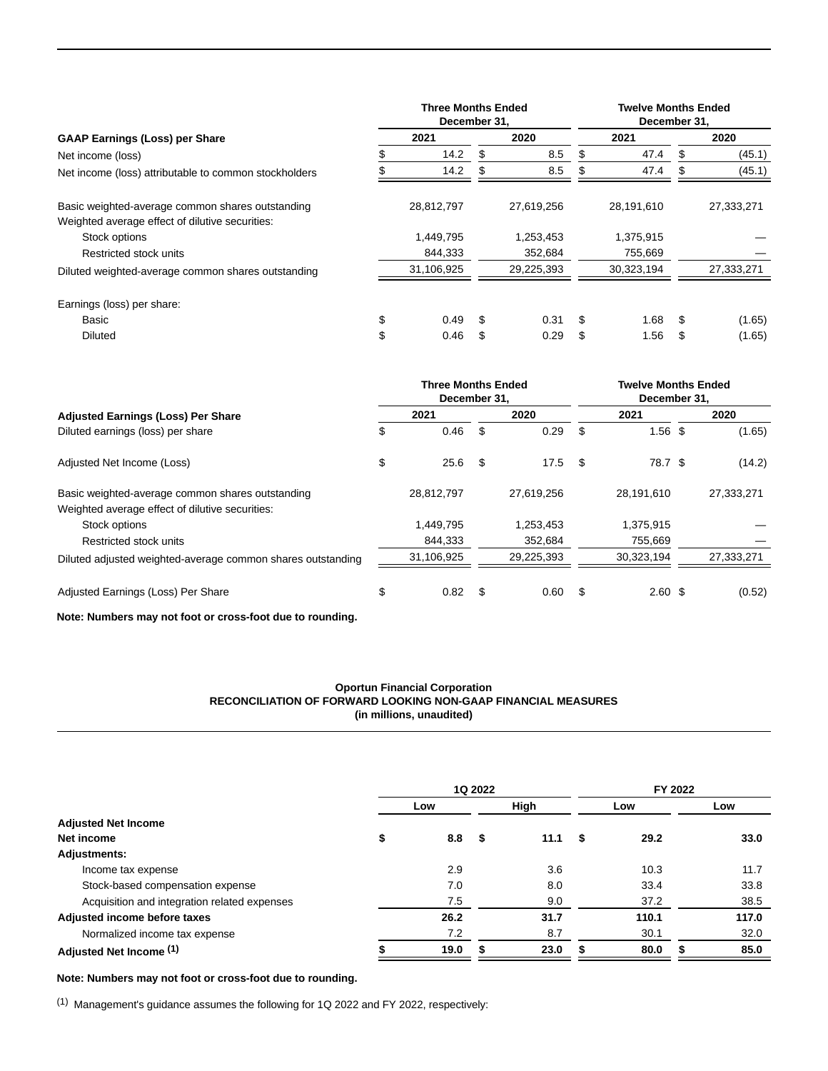| GAAP Earnings (Loss) per Share | Three Months Ended December 31, 2021 | Three Months Ended December 31, 2020 | Twelve Months Ended December 31, 2021 | Twelve Months Ended December 31, 2020 |
|---|---|---|---|---|
| Net income (loss) | $ 14.2 | $ 8.5 | $ 47.4 | $ (45.1) |
| Net income (loss) attributable to common stockholders | $ 14.2 | $ 8.5 | $ 47.4 | $ (45.1) |
| | | | | |
| Basic weighted-average common shares outstanding | 28,812,797 | 27,619,256 | 28,191,610 | 27,333,271 |
| Weighted average effect of dilutive securities: | | | | |
| Stock options | 1,449,795 | 1,253,453 | 1,375,915 | — |
| Restricted stock units | 844,333 | 352,684 | 755,669 | — |
| Diluted weighted-average common shares outstanding | 31,106,925 | 29,225,393 | 30,323,194 | 27,333,271 |
| | | | | |
| Earnings (loss) per share: | | | | |
| Basic | $ 0.49 | $ 0.31 | $ 1.68 | $ (1.65) |
| Diluted | $ 0.46 | $ 0.29 | $ 1.56 | $ (1.65) |

| Adjusted Earnings (Loss) Per Share | Three Months Ended December 31, 2021 | Three Months Ended December 31, 2020 | Twelve Months Ended December 31, 2021 | Twelve Months Ended December 31, 2020 |
|---|---|---|---|---|
| Diluted earnings (loss) per share | $ 0.46 | $ 0.29 | $ 1.56 | $ (1.65) |
| | | | | |
| Adjusted Net Income (Loss) | $ 25.6 | $ 17.5 | $ 78.7 | $ (14.2) |
| | | | | |
| Basic weighted-average common shares outstanding | 28,812,797 | 27,619,256 | 28,191,610 | 27,333,271 |
| Weighted average effect of dilutive securities: | | | | |
| Stock options | 1,449,795 | 1,253,453 | 1,375,915 | — |
| Restricted stock units | 844,333 | 352,684 | 755,669 | — |
| Diluted adjusted weighted-average common shares outstanding | 31,106,925 | 29,225,393 | 30,323,194 | 27,333,271 |
| | | | | |
| Adjusted Earnings (Loss) Per Share | $ 0.82 | $ 0.60 | $ 2.60 | $ (0.52) |

**Note: Numbers may not foot or cross-foot due to rounding.**

**Oportun Financial Corporation**
**RECONCILIATION OF FORWARD LOOKING NON-GAAP FINANCIAL MEASURES**
**(in millions, unaudited)**

| | 1Q 2022 | | FY 2022 | |
|---|---|---|---|---|
| | Low | High | Low | Low |
| **Adjusted Net Income** | | | | |
| **Net income** | **$ 8.8** | **$ 11.1** | **$ 29.2** | **33.0** |
| **Adjustments:** | | | | |
| Income tax expense | 2.9 | 3.6 | 10.3 | 11.7 |
| Stock-based compensation expense | 7.0 | 8.0 | 33.4 | 33.8 |
| Acquisition and integration related expenses | 7.5 | 9.0 | 37.2 | 38.5 |
| **Adjusted income before taxes** | **26.2** | **31.7** | **110.1** | **117.0** |
| Normalized income tax expense | 7.2 | 8.7 | 30.1 | 32.0 |
| **Adjusted Net Income [1]** | **$ 19.0** | **$ 23.0** | **$ 80.0** | **$ 85.0** |

**Note: Numbers may not foot or cross-foot due to rounding.**

[1] Management's guidance assumes the following for 1Q 2022 and FY 2022, respectively: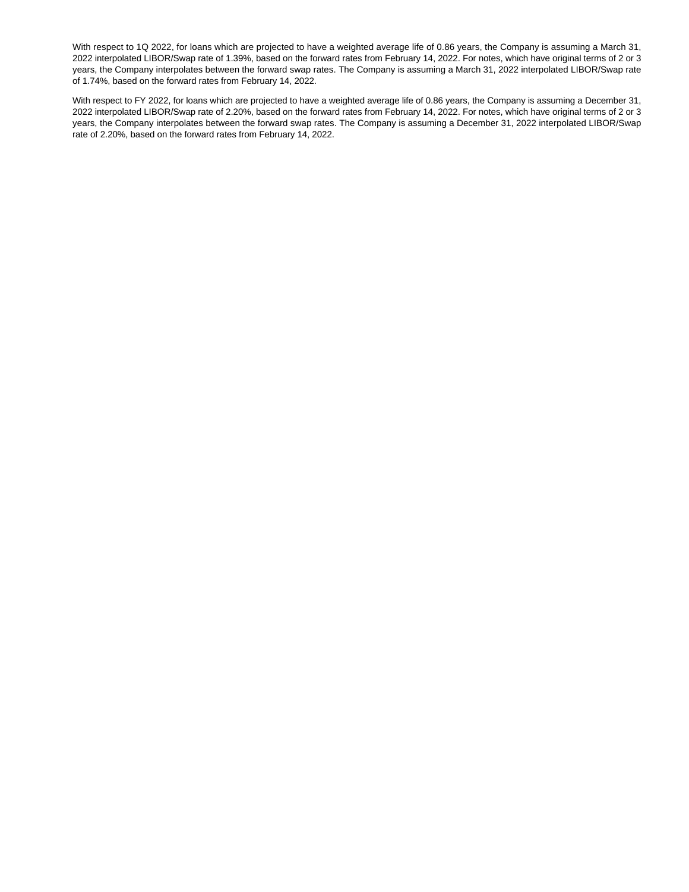With respect to 1Q 2022, for loans which are projected to have a weighted average life of 0.86 years, the Company is assuming a March 31, 2022 interpolated LIBOR/Swap rate of 1.39%, based on the forward rates from February 14, 2022. For notes, which have original terms of 2 or 3 years, the Company interpolates between the forward swap rates. The Company is assuming a March 31, 2022 interpolated LIBOR/Swap rate of 1.74%, based on the forward rates from February 14, 2022.

With respect to FY 2022, for loans which are projected to have a weighted average life of 0.86 years, the Company is assuming a December 31, 2022 interpolated LIBOR/Swap rate of 2.20%, based on the forward rates from February 14, 2022. For notes, which have original terms of 2 or 3 years, the Company interpolates between the forward swap rates. The Company is assuming a December 31, 2022 interpolated LIBOR/Swap rate of 2.20%, based on the forward rates from February 14, 2022.